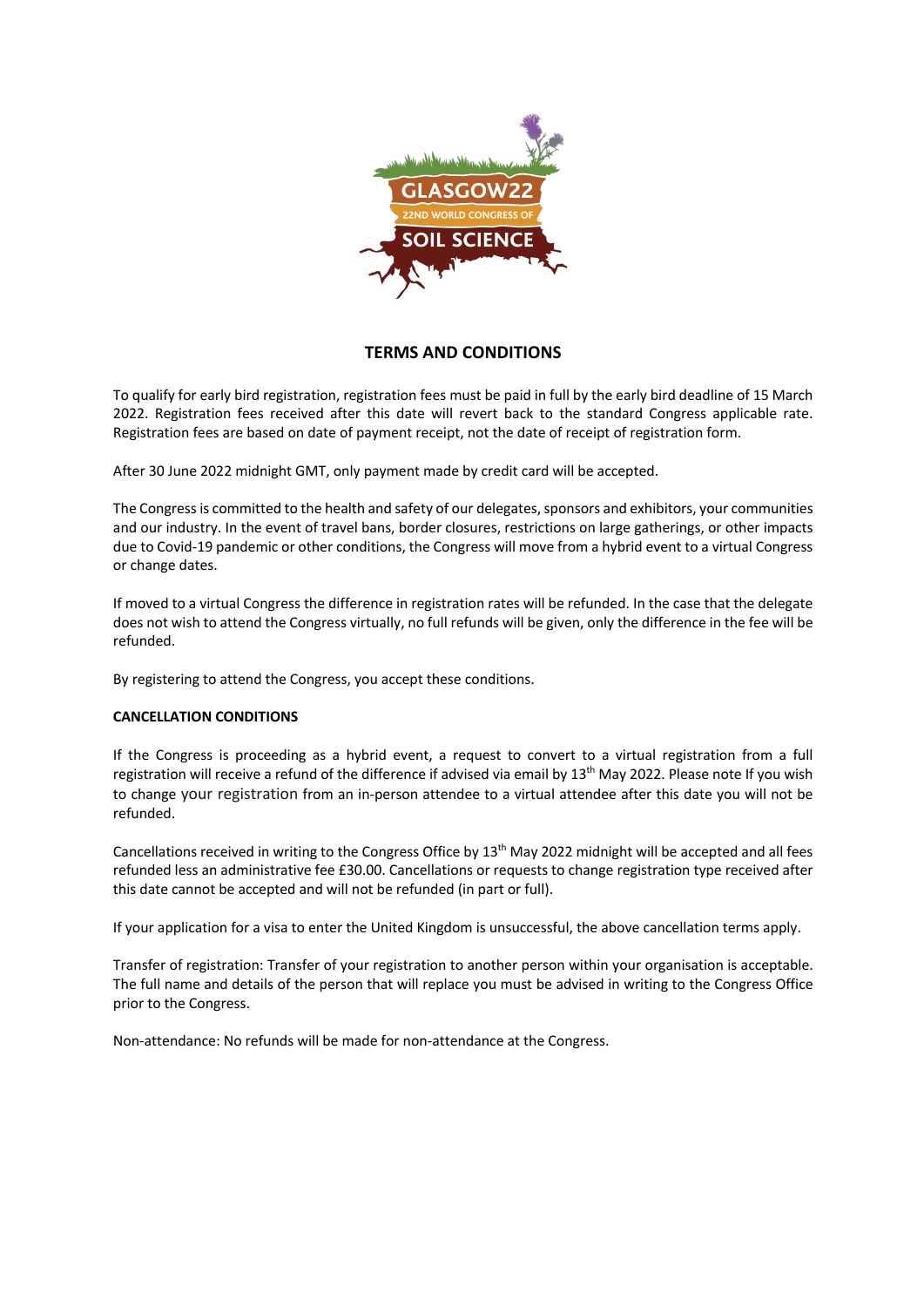# TERMS AND CONDITIONS

To qualify for early bird registration, registration fees must be paid in full by the early bird deadline of 15 March 2022. Registration fees received after this date will revert back to the standard Congress applicable rate. Registration fees are based on date of payment receipt, not the date of receipt of registration form.

After 30 June 2022 midnight GMT, only payment made by credit card will be accepted.

The Congress is committed to the health and safety of our delegates, sponsors and exhibitors, your communities and our industry. In the event of travel bans, border closures, restrictions on large gatherings, or other impacts due to Covid-19 pandemic or other conditions, the Congress will move from a hybrid event to a virtual Congress or change dates.

If moved to a virtual Congress the difference in registration rates will be refunded. In the case that the delegate does not wish to attend the Congress virtually, no full refunds will be given, only the difference in the fee will be refunded.

By registering to attend the Congress, you accept these conditions.

**CANCELLATION CONDITIONS**

If the Congress is proceeding as a hybrid event, a request to convert to a virtual registration from a full registration will receive a refund of the difference if advised via email by 13th May 2022. Please note If you wish to change your registration from an in-person attendee to a virtual attendee after this date you will not be refunded.

Cancellations received in writing to the Congress Office by 13th May 2022 midnight will be accepted and all fees refunded less an administrative fee £30.00. Cancellations or requests to change registration type received after this date cannot be accepted and will not be refunded (in part or full).

If your application for a visa to enter the United Kingdom is unsuccessful, the above cancellation terms apply.

Transfer of registration: Transfer of your registration to another person within your organisation is acceptable. The full name and details of the person that will replace you must be advised in writing to the Congress Office prior to the Congress.

Non-attendance: No refunds will be made for non-attendance at the Congress.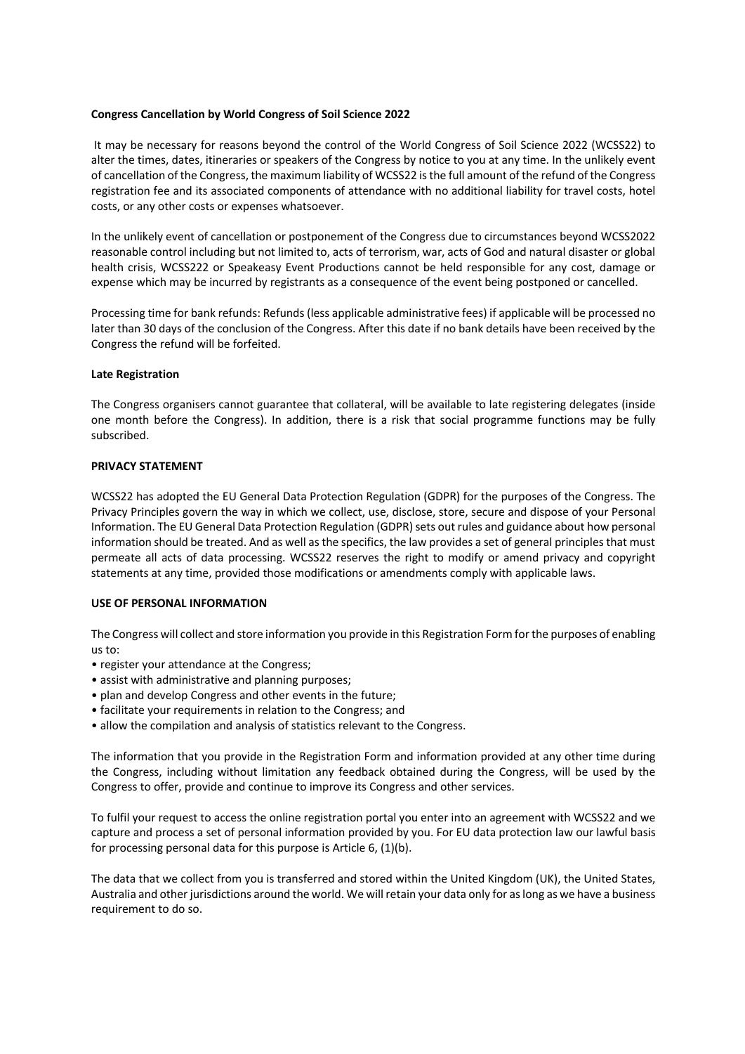**Congress Cancellation by World Congress of Soil Science 2022**

It may be necessary for reasons beyond the control of the World Congress of Soil Science 2022 (WCSS22) to alter the times, dates, itineraries or speakers of the Congress by notice to you at any time. In the unlikely event of cancellation of the Congress, the maximum liability of WCSS22 is the full amount of the refund of the Congress registration fee and its associated components of attendance with no additional liability for travel costs, hotel costs, or any other costs or expenses whatsoever.

In the unlikely event of cancellation or postponement of the Congress due to circumstances beyond WCSS2022 reasonable control including but not limited to, acts of terrorism, war, acts of God and natural disaster or global health crisis, WCSS222 or Speakeasy Event Productions cannot be held responsible for any cost, damage or expense which may be incurred by registrants as a consequence of the event being postponed or cancelled.

Processing time for bank refunds: Refunds (less applicable administrative fees) if applicable will be processed no later than 30 days of the conclusion of the Congress. After this date if no bank details have been received by the Congress the refund will be forfeited.

**Late Registration**

The Congress organisers cannot guarantee that collateral, will be available to late registering delegates (inside one month before the Congress). In addition, there is a risk that social programme functions may be fully subscribed.

**PRIVACY STATEMENT**

WCSS22 has adopted the EU General Data Protection Regulation (GDPR) for the purposes of the Congress. The Privacy Principles govern the way in which we collect, use, disclose, store, secure and dispose of your Personal Information. The EU General Data Protection Regulation (GDPR) sets out rules and guidance about how personal information should be treated. And as well as the specifics, the law provides a set of general principles that must permeate all acts of data processing. WCSS22 reserves the right to modify or amend privacy and copyright statements at any time, provided those modifications or amendments comply with applicable laws.

**USE OF PERSONAL INFORMATION**

The Congress will collect and store information you provide in this Registration Form for the purposes of enabling us to:

- register your attendance at the Congress;
- assist with administrative and planning purposes;
- plan and develop Congress and other events in the future;
- facilitate your requirements in relation to the Congress; and
- allow the compilation and analysis of statistics relevant to the Congress.

The information that you provide in the Registration Form and information provided at any other time during the Congress, including without limitation any feedback obtained during the Congress, will be used by the Congress to offer, provide and continue to improve its Congress and other services.

To fulfil your request to access the online registration portal you enter into an agreement with WCSS22 and we capture and process a set of personal information provided by you. For EU data protection law our lawful basis for processing personal data for this purpose is Article 6, (1)(b).

The data that we collect from you is transferred and stored within the United Kingdom (UK), the United States, Australia and other jurisdictions around the world. We will retain your data only for as long as we have a business requirement to do so.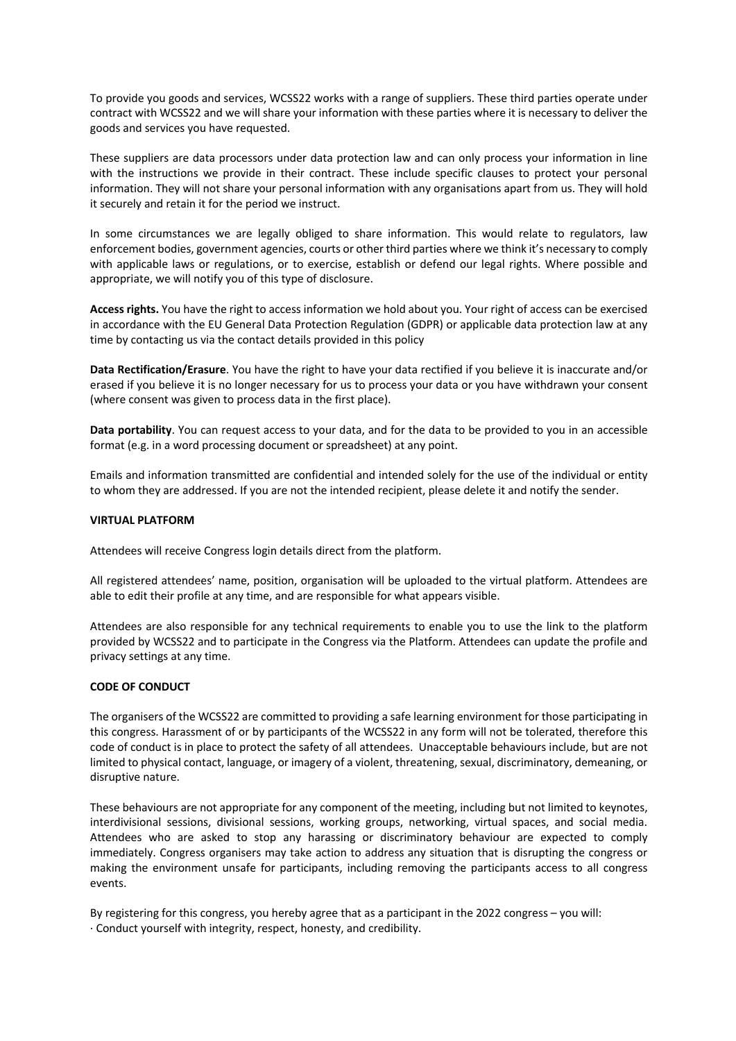To provide you goods and services, WCSS22 works with a range of suppliers. These third parties operate under contract with WCSS22 and we will share your information with these parties where it is necessary to deliver the goods and services you have requested.

These suppliers are data processors under data protection law and can only process your information in line with the instructions we provide in their contract. These include specific clauses to protect your personal information. They will not share your personal information with any organisations apart from us. They will hold it securely and retain it for the period we instruct.

In some circumstances we are legally obliged to share information. This would relate to regulators, law enforcement bodies, government agencies, courts or other third parties where we think it's necessary to comply with applicable laws or regulations, or to exercise, establish or defend our legal rights. Where possible and appropriate, we will notify you of this type of disclosure.

**Access rights.** You have the right to access information we hold about you. Your right of access can be exercised in accordance with the EU General Data Protection Regulation (GDPR) or applicable data protection law at any time by contacting us via the contact details provided in this policy

**Data Rectification/Erasure**. You have the right to have your data rectified if you believe it is inaccurate and/or erased if you believe it is no longer necessary for us to process your data or you have withdrawn your consent (where consent was given to process data in the first place).

**Data portability**. You can request access to your data, and for the data to be provided to you in an accessible format (e.g. in a word processing document or spreadsheet) at any point.

Emails and information transmitted are confidential and intended solely for the use of the individual or entity to whom they are addressed. If you are not the intended recipient, please delete it and notify the sender.

**VIRTUAL PLATFORM**

Attendees will receive Congress login details direct from the platform.

All registered attendees' name, position, organisation will be uploaded to the virtual platform. Attendees are able to edit their profile at any time, and are responsible for what appears visible.

Attendees are also responsible for any technical requirements to enable you to use the link to the platform provided by WCSS22 and to participate in the Congress via the Platform. Attendees can update the profile and privacy settings at any time.

**CODE OF CONDUCT**

The organisers of the WCSS22 are committed to providing a safe learning environment for those participating in this congress. Harassment of or by participants of the WCSS22 in any form will not be tolerated, therefore this code of conduct is in place to protect the safety of all attendees. Unacceptable behaviours include, but are not limited to physical contact, language, or imagery of a violent, threatening, sexual, discriminatory, demeaning, or disruptive nature.

These behaviours are not appropriate for any component of the meeting, including but not limited to keynotes, interdivisional sessions, divisional sessions, working groups, networking, virtual spaces, and social media. Attendees who are asked to stop any harassing or discriminatory behaviour are expected to comply immediately. Congress organisers may take action to address any situation that is disrupting the congress or making the environment unsafe for participants, including removing the participants access to all congress events.

By registering for this congress, you hereby agree that as a participant in the 2022 congress – you will:

· Conduct yourself with integrity, respect, honesty, and credibility.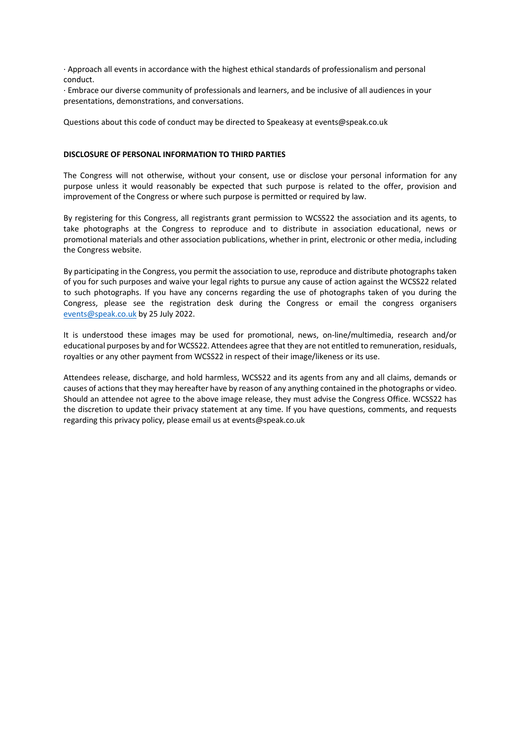· Approach all events in accordance with the highest ethical standards of professionalism and personal conduct.
· Embrace our diverse community of professionals and learners, and be inclusive of all audiences in your presentations, demonstrations, and conversations.

Questions about this code of conduct may be directed to Speakeasy at events@speak.co.uk

**DISCLOSURE OF PERSONAL INFORMATION TO THIRD PARTIES**

The Congress will not otherwise, without your consent, use or disclose your personal information for any purpose unless it would reasonably be expected that such purpose is related to the offer, provision and improvement of the Congress or where such purpose is permitted or required by law.

By registering for this Congress, all registrants grant permission to WCSS22 the association and its agents, to take photographs at the Congress to reproduce and to distribute in association educational, news or promotional materials and other association publications, whether in print, electronic or other media, including the Congress website.

By participating in the Congress, you permit the association to use, reproduce and distribute photographs taken of you for such purposes and waive your legal rights to pursue any cause of action against the WCSS22 related to such photographs. If you have any concerns regarding the use of photographs taken of you during the Congress, please see the registration desk during the Congress or email the congress organisers events@speak.co.uk by 25 July 2022.

It is understood these images may be used for promotional, news, on-line/multimedia, research and/or educational purposes by and for WCSS22. Attendees agree that they are not entitled to remuneration, residuals, royalties or any other payment from WCSS22 in respect of their image/likeness or its use.

Attendees release, discharge, and hold harmless, WCSS22 and its agents from any and all claims, demands or causes of actions that they may hereafter have by reason of any anything contained in the photographs or video. Should an attendee not agree to the above image release, they must advise the Congress Office. WCSS22 has the discretion to update their privacy statement at any time. If you have questions, comments, and requests regarding this privacy policy, please email us at events@speak.co.uk